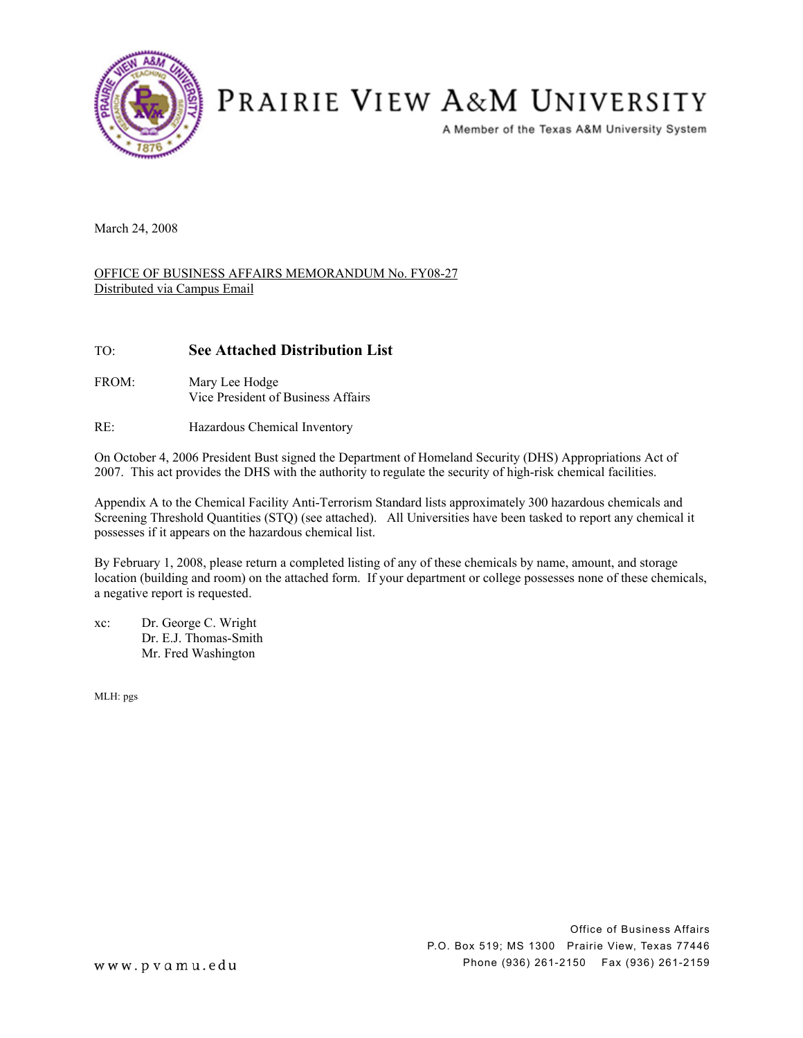# PRAIRIE VIEW A&M UNIVERSITY

A Member of the Texas A&M University System

March 24, 2008

OFFICE OF BUSINESS AFFAIRS MEMORANDUM No. FY08-27
Distributed via Campus Email

TO: **See Attached Distribution List**

FROM: Mary Lee Hodge
Vice President of Business Affairs

RE: Hazardous Chemical Inventory

On October 4, 2006 President Bust signed the Department of Homeland Security (DHS) Appropriations Act of 2007. This act provides the DHS with the authority to regulate the security of high-risk chemical facilities.

Appendix A to the Chemical Facility Anti-Terrorism Standard lists approximately 300 hazardous chemicals and Screening Threshold Quantities (STQ) (see attached). All Universities have been tasked to report any chemical it possesses if it appears on the hazardous chemical list.

By February 1, 2008, please return a completed listing of any of these chemicals by name, amount, and storage location (building and room) on the attached form. If your department or college possesses none of these chemicals, a negative report is requested.

xc: Dr. George C. Wright
Dr. E.J. Thomas-Smith
Mr. Fred Washington

MLH: pgs

Office of Business Affairs
P.O. Box 519; MS 1300 Prairie View, Texas 77446
Phone (936) 261-2150 Fax (936) 261-2159

www.pvamu.edu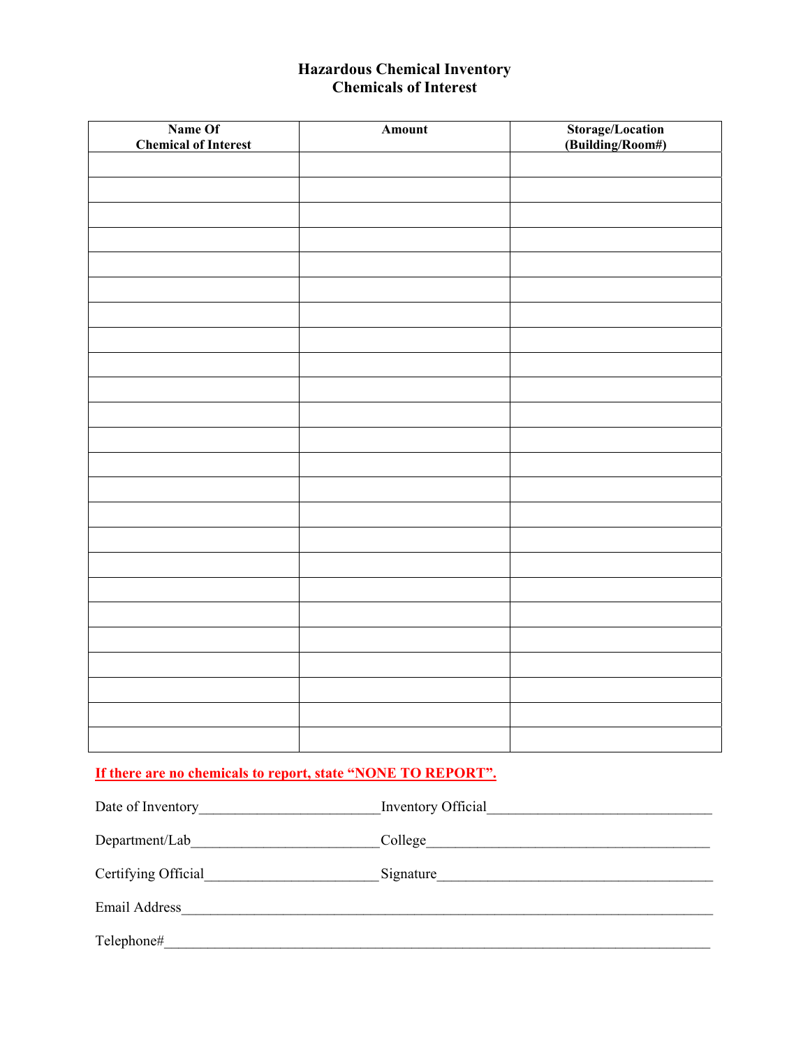# Hazardous Chemical Inventory
## Chemicals of Interest

| Name Of Chemical of Interest | Amount | Storage/Location (Building/Room#) |
|---|---|---|
| | | |
| | | |
| | | |
| | | |
| | | |
| | | |
| | | |
| | | |
| | | |
| | | |
| | | |
| | | |
| | | |
| | | |
| | | |
| | | |
| | | |
| | | |
| | | |
| | | |
| | | |
| | | |
| | | |
| | | |

**If there are no chemicals to report, state "NONE TO REPORT".**

Date of Inventory________________________ Inventory Official______________________________

Department/Lab_________________________ College_____________________________________

Certifying Official_______________________ Signature____________________________________

Email Address_________________________________________________________________________

Telephone#___________________________________________________________________________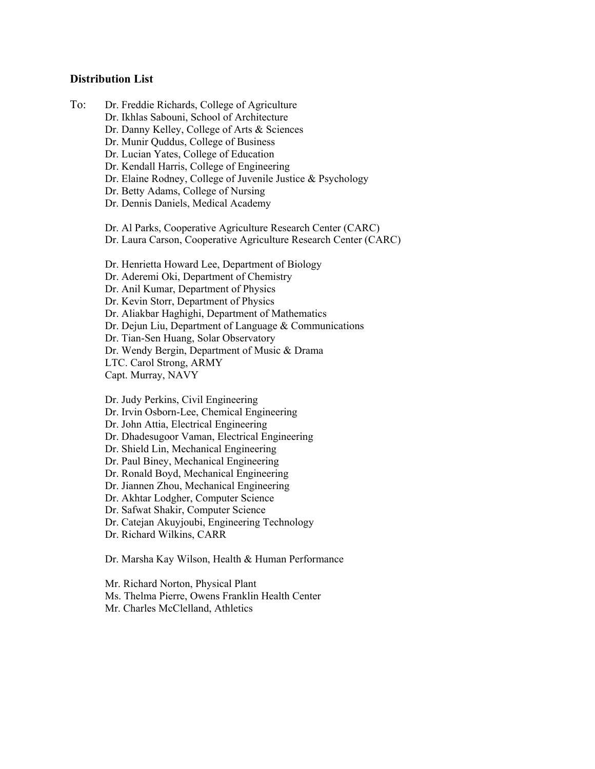## Distribution List

To: Dr. Freddie Richards, College of Agriculture
Dr. Ikhlas Sabouni, School of Architecture
Dr. Danny Kelley, College of Arts & Sciences
Dr. Munir Quddus, College of Business
Dr. Lucian Yates, College of Education
Dr. Kendall Harris, College of Engineering
Dr. Elaine Rodney, College of Juvenile Justice & Psychology
Dr. Betty Adams, College of Nursing
Dr. Dennis Daniels, Medical Academy

Dr. Al Parks, Cooperative Agriculture Research Center (CARC)
Dr. Laura Carson, Cooperative Agriculture Research Center (CARC)

Dr. Henrietta Howard Lee, Department of Biology
Dr. Aderemi Oki, Department of Chemistry
Dr. Anil Kumar, Department of Physics
Dr. Kevin Storr, Department of Physics
Dr. Aliakbar Haghighi, Department of Mathematics
Dr. Dejun Liu, Department of Language & Communications
Dr. Tian-Sen Huang, Solar Observatory
Dr. Wendy Bergin, Department of Music & Drama
LTC. Carol Strong, ARMY
Capt. Murray, NAVY

Dr. Judy Perkins, Civil Engineering
Dr. Irvin Osborn-Lee, Chemical Engineering
Dr. John Attia, Electrical Engineering
Dr. Dhadesugoor Vaman, Electrical Engineering
Dr. Shield Lin, Mechanical Engineering
Dr. Paul Biney, Mechanical Engineering
Dr. Ronald Boyd, Mechanical Engineering
Dr. Jiannen Zhou, Mechanical Engineering
Dr. Akhtar Lodgher, Computer Science
Dr. Safwat Shakir, Computer Science
Dr. Catejan Akuyjoubi, Engineering Technology
Dr. Richard Wilkins, CARR

Dr. Marsha Kay Wilson, Health & Human Performance

Mr. Richard Norton, Physical Plant
Ms. Thelma Pierre, Owens Franklin Health Center
Mr. Charles McClelland, Athletics